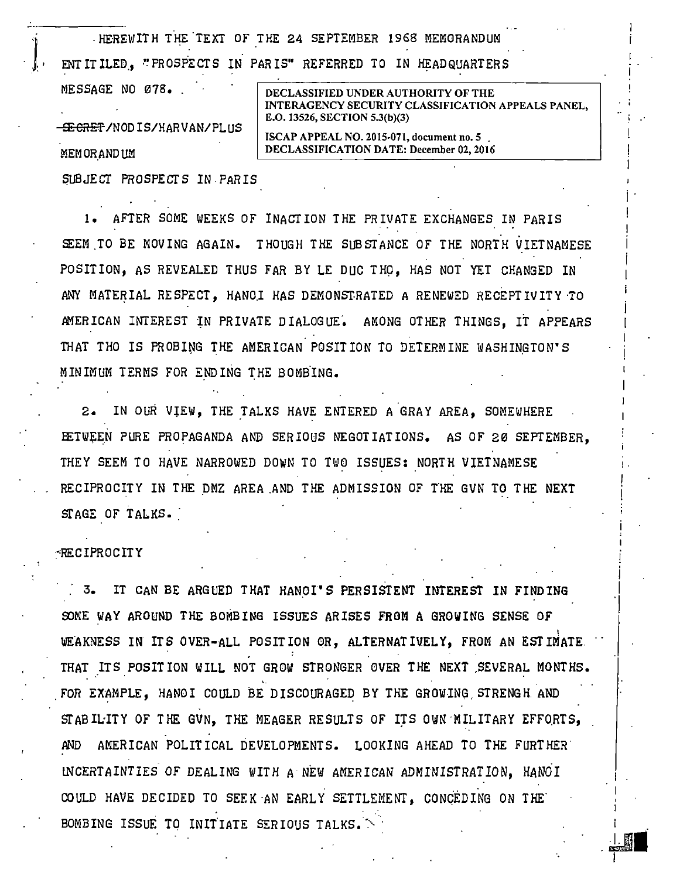HEREWITH THE TEXT OF THE 24 SEPTEMBER 1968 MEMORANDUM ENTITLED, "PROSPECTS IN PARIS" REFERRED TO IN HEADQUARTERS MESSAGE NO 078.

DECLASSIFIED UNDER AUTHORITY OF THE INTERAGENCY SECURITY CLASSIFICATION APPEALS PANEL, E.O. 13526, SECTION 5.3(b)(3)

ISCAP APPEAL NO. 2015-071, document no. 5
DECLASSIFICATION DATE: December 02, 2016

~~SECRET~~/NODIS/HARVAN/PLUS

MEMORANDUM

SUBJECT PROSPECTS IN PARIS

1. AFTER SOME WEEKS OF INACTION THE PRIVATE EXCHANGES IN PARIS SEEM TO BE MOVING AGAIN. THOUGH THE SUBSTANCE OF THE NORTH VIETNAMESE POSITION, AS REVEALED THUS FAR BY LE DUC THO, HAS NOT YET CHANGED IN ANY MATERIAL RESPECT, HANOI HAS DEMONSTRATED A RENEWED RECEPTIVITY TO AMERICAN INTEREST IN PRIVATE DIALOGUE. AMONG OTHER THINGS, IT APPEARS THAT THO IS PROBING THE AMERICAN POSITION TO DETERMINE WASHINGTON'S MINIMUM TERMS FOR ENDING THE BOMBING.

2. IN OUR VIEW, THE TALKS HAVE ENTERED A GRAY AREA, SOMEWHERE BETWEEN PURE PROPAGANDA AND SERIOUS NEGOTIATIONS. AS OF 20 SEPTEMBER, THEY SEEM TO HAVE NARROWED DOWN TO TWO ISSUES: NORTH VIETNAMESE RECIPROCITY IN THE DMZ AREA AND THE ADMISSION OF THE GVN TO THE NEXT STAGE OF TALKS.

RECIPROCITY

3. IT CAN BE ARGUED THAT HANOI'S PERSISTENT INTEREST IN FINDING SOME WAY AROUND THE BOMBING ISSUES ARISES FROM A GROWING SENSE OF WEAKNESS IN ITS OVER-ALL POSITION OR, ALTERNATIVELY, FROM AN ESTIMATE THAT ITS POSITION WILL NOT GROW STRONGER OVER THE NEXT SEVERAL MONTHS. FOR EXAMPLE, HANOI COULD BE DISCOURAGED BY THE GROWING STRENGH AND STABILITY OF THE GVN, THE MEAGER RESULTS OF ITS OWN MILITARY EFFORTS, AND AMERICAN POLITICAL DEVELOPMENTS. LOOKING AHEAD TO THE FURTHER UNCERTAINTIES OF DEALING WITH A NEW AMERICAN ADMINISTRATION, HANOI COULD HAVE DECIDED TO SEEK AN EARLY SETTLEMENT, CONCEDING ON THE BOMBING ISSUE TO INITIATE SERIOUS TALKS.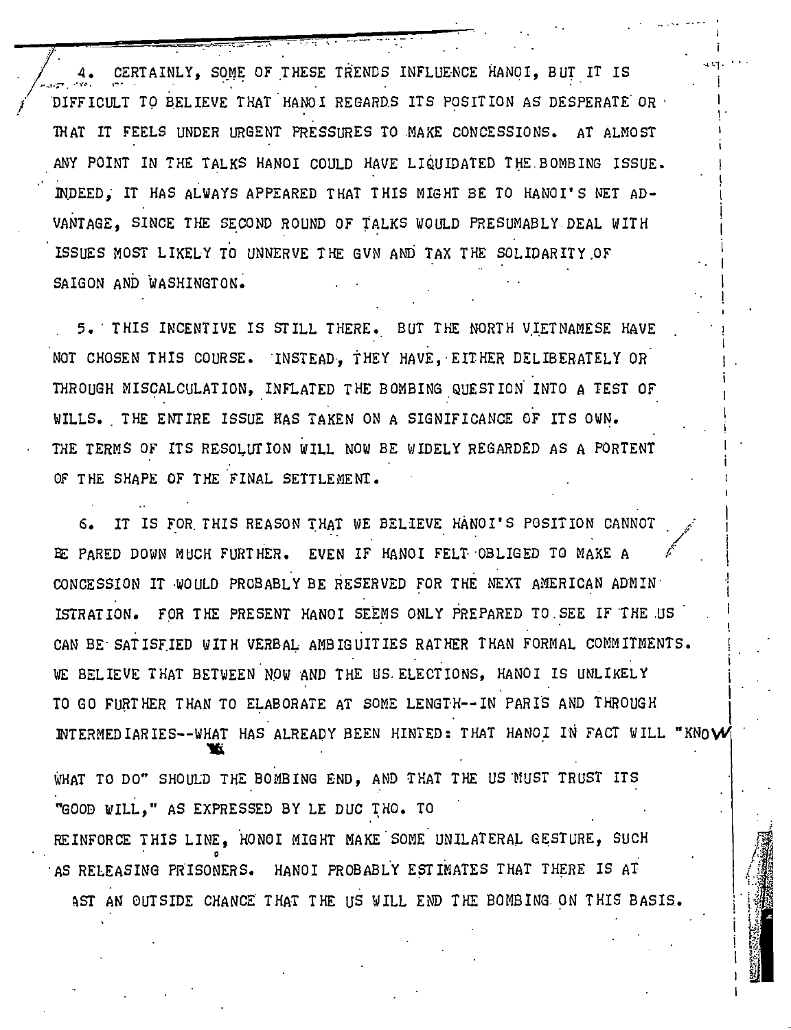4. CERTAINLY, SOME OF THESE TRENDS INFLUENCE HANOI, BUT IT IS DIFFICULT TO BELIEVE THAT HANOI REGARDS ITS POSITION AS DESPERATE OR THAT IT FEELS UNDER URGENT PRESSURES TO MAKE CONCESSIONS. AT ALMOST ANY POINT IN THE TALKS HANOI COULD HAVE LIQUIDATED THE BOMBING ISSUE. INDEED, IT HAS ALWAYS APPEARED THAT THIS MIGHT BE TO HANOI'S NET ADVANTAGE, SINCE THE SECOND ROUND OF TALKS WOULD PRESUMABLY DEAL WITH ISSUES MOST LIKELY TO UNNERVE THE GVN AND TAX THE SOLIDARITY OF SAIGON AND WASHINGTON.

5. THIS INCENTIVE IS STILL THERE. BUT THE NORTH VIETNAMESE HAVE NOT CHOSEN THIS COURSE. INSTEAD, THEY HAVE, EITHER DELIBERATELY OR THROUGH MISCALCULATION, INFLATED THE BOMBING QUESTION INTO A TEST OF WILLS. THE ENTIRE ISSUE HAS TAKEN ON A SIGNIFICANCE OF ITS OWN. THE TERMS OF ITS RESOLUTION WILL NOW BE WIDELY REGARDED AS A PORTENT OF THE SHAPE OF THE FINAL SETTLEMENT.

6. IT IS FOR THIS REASON THAT WE BELIEVE HANOI'S POSITION CANNOT BE PARED DOWN MUCH FURTHER. EVEN IF HANOI FELT OBLIGED TO MAKE A CONCESSION IT WOULD PROBABLY BE RESERVED FOR THE NEXT AMERICAN ADMINISTRATION. FOR THE PRESENT HANOI SEEMS ONLY PREPARED TO SEE IF THE US CAN BE SATISFIED WITH VERBAL AMBIGUITIES RATHER THAN FORMAL COMMITMENTS. WE BELIEVE THAT BETWEEN NOW AND THE US ELECTIONS, HANOI IS UNLIKELY TO GO FURTHER THAN TO ELABORATE AT SOME LENGTH--IN PARIS AND THROUGH INTERMEDIARIES--WHAT HAS ALREADY BEEN HINTED: THAT HANOI IN FACT WILL "KNOW WHAT TO DO" SHOULD THE BOMBING END, AND THAT THE US MUST TRUST ITS "GOOD WILL," AS EXPRESSED BY LE DUC THO. TO REINFORCE THIS LINE, HONOI MIGHT MAKE SOME UNILATERAL GESTURE, SUCH AS RELEASING PRISONERS. HANOI PROBABLY ESTIMATES THAT THERE IS AT AST AN OUTSIDE CHANCE THAT THE US WILL END THE BOMBING ON THIS BASIS.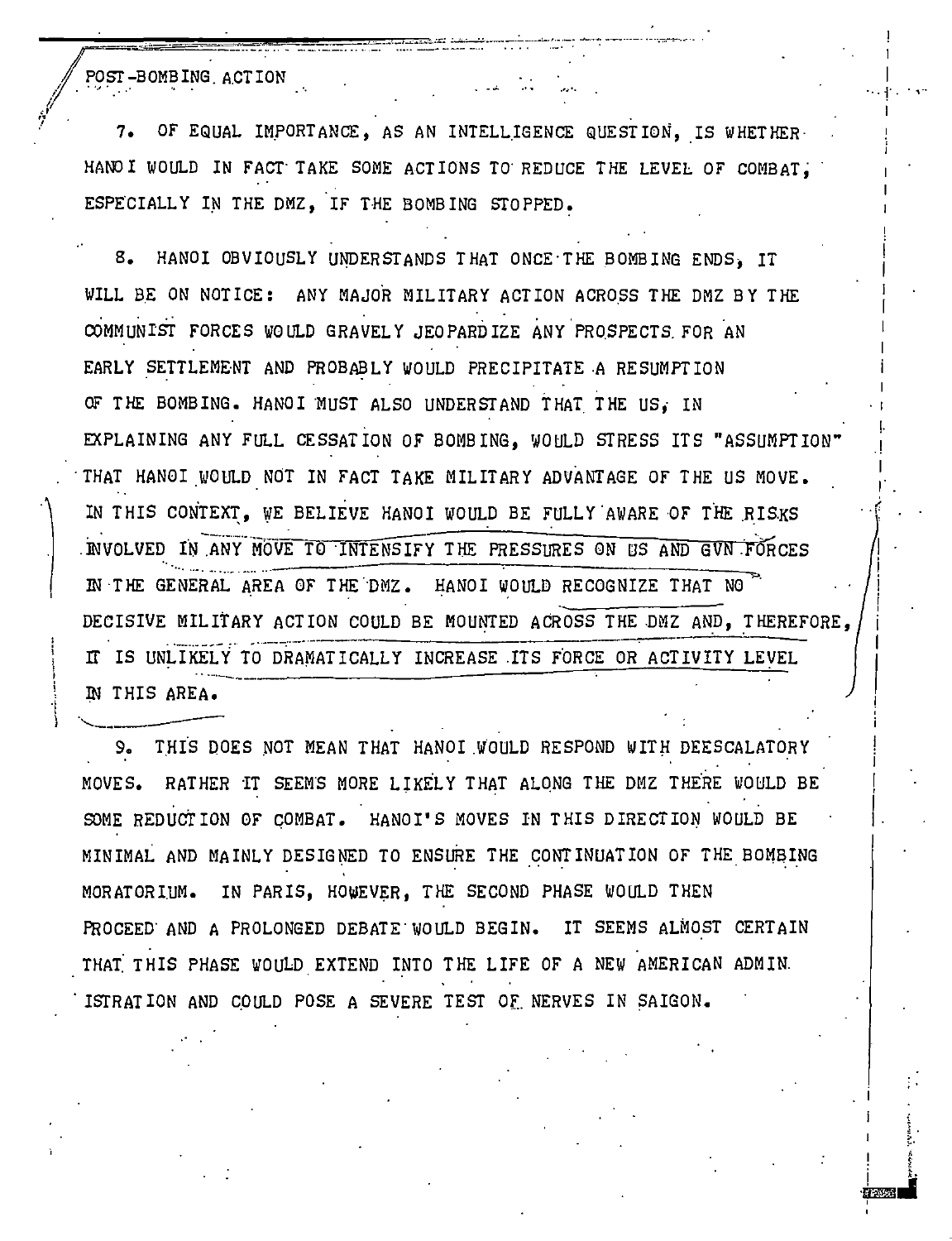POST-BOMBING ACTION

7. OF EQUAL IMPORTANCE, AS AN INTELLIGENCE QUESTION, IS WHETHER HANOI WOULD IN FACT TAKE SOME ACTIONS TO REDUCE THE LEVEL OF COMBAT, ESPECIALLY IN THE DMZ, IF THE BOMBING STOPPED.

8. HANOI OBVIOUSLY UNDERSTANDS THAT ONCE THE BOMBING ENDS, IT WILL BE ON NOTICE: ANY MAJOR MILITARY ACTION ACROSS THE DMZ BY THE COMMUNIST FORCES WOULD GRAVELY JEOPARDIZE ANY PROSPECTS FOR AN EARLY SETTLEMENT AND PROBABLY WOULD PRECIPITATE A RESUMPTION OF THE BOMBING. HANOI MUST ALSO UNDERSTAND THAT THE US, IN EXPLAINING ANY FULL CESSATION OF BOMBING, WOULD STRESS ITS "ASSUMPTION" THAT HANOI WOULD NOT IN FACT TAKE MILITARY ADVANTAGE OF THE US MOVE. IN THIS CONTEXT, WE BELIEVE HANOI WOULD BE FULLY AWARE OF THE RISKS INVOLVED IN ANY MOVE TO INTENSIFY THE PRESSURES ON US AND GVN FORCES IN THE GENERAL AREA OF THE DMZ. HANOI WOULD RECOGNIZE THAT NO DECISIVE MILITARY ACTION COULD BE MOUNTED ACROSS THE DMZ AND, THEREFORE, IT IS UNLIKELY TO DRAMATICALLY INCREASE ITS FORCE OR ACTIVITY LEVEL IN THIS AREA.

9. THIS DOES NOT MEAN THAT HANOI WOULD RESPOND WITH DEESCALATORY MOVES. RATHER IT SEEMS MORE LIKELY THAT ALONG THE DMZ THERE WOULD BE SOME REDUCTION OF COMBAT. HANOI'S MOVES IN THIS DIRECTION WOULD BE MINIMAL AND MAINLY DESIGNED TO ENSURE THE CONTINUATION OF THE BOMBING MORATORIUM. IN PARIS, HOWEVER, THE SECOND PHASE WOULD THEN PROCEED AND A PROLONGED DEBATE WOULD BEGIN. IT SEEMS ALMOST CERTAIN THAT THIS PHASE WOULD EXTEND INTO THE LIFE OF A NEW AMERICAN ADMINISTRATION AND COULD POSE A SEVERE TEST OF NERVES IN SAIGON.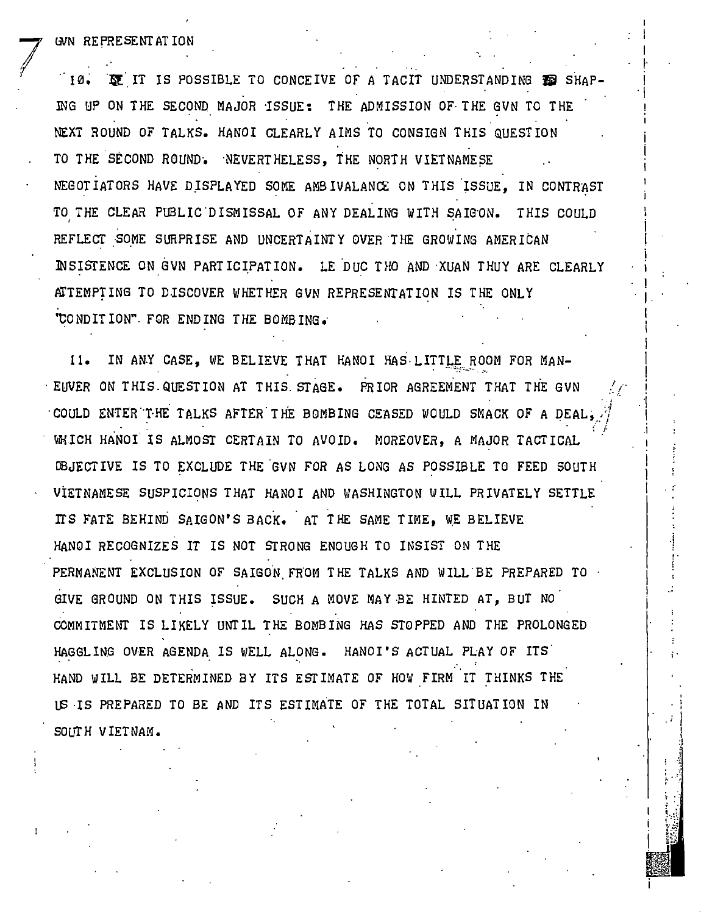GVN REPRESENTATION

10. IT IS POSSIBLE TO CONCEIVE OF A TACIT UNDERSTANDING SHAPING UP ON THE SECOND MAJOR ISSUE: THE ADMISSION OF THE GVN TO THE NEXT ROUND OF TALKS. HANOI CLEARLY AIMS TO CONSIGN THIS QUESTION TO THE SECOND ROUND. NEVERTHELESS, THE NORTH VIETNAMESE NEGOTIATORS HAVE DISPLAYED SOME AMBIVALANCE ON THIS ISSUE, IN CONTRAST TO THE CLEAR PUBLIC DISMISSAL OF ANY DEALING WITH SAIGON. THIS COULD REFLECT SOME SURPRISE AND UNCERTAINTY OVER THE GROWING AMERICAN INSISTENCE ON GVN PARTICIPATION. LE DUC THO AND XUAN THUY ARE CLEARLY ATTEMPTING TO DISCOVER WHETHER GVN REPRESENTATION IS THE ONLY "CONDITION" FOR ENDING THE BOMBING.

11. IN ANY CASE, WE BELIEVE THAT HANOI HAS LITTLE ROOM FOR MANEUVER ON THIS QUESTION AT THIS STAGE. PRIOR AGREEMENT THAT THE GVN COULD ENTER THE TALKS AFTER THE BOMBING CEASED WOULD SMACK OF A DEAL, WHICH HANOI IS ALMOST CERTAIN TO AVOID. MOREOVER, A MAJOR TACTICAL OBJECTIVE IS TO EXCLUDE THE GVN FOR AS LONG AS POSSIBLE TO FEED SOUTH VIETNAMESE SUSPICIONS THAT HANOI AND WASHINGTON WILL PRIVATELY SETTLE ITS FATE BEHIND SAIGON'S BACK. AT THE SAME TIME, WE BELIEVE HANOI RECOGNIZES IT IS NOT STRONG ENOUGH TO INSIST ON THE PERMANENT EXCLUSION OF SAIGON FROM THE TALKS AND WILL BE PREPARED TO GIVE GROUND ON THIS ISSUE. SUCH A MOVE MAY BE HINTED AT, BUT NO COMMITMENT IS LIKELY UNTIL THE BOMBING HAS STOPPED AND THE PROLONGED HAGGLING OVER AGENDA IS WELL ALONG. HANOI'S ACTUAL PLAY OF ITS HAND WILL BE DETERMINED BY ITS ESTIMATE OF HOW FIRM IT THINKS THE US IS PREPARED TO BE AND ITS ESTIMATE OF THE TOTAL SITUATION IN SOUTH VIETNAM.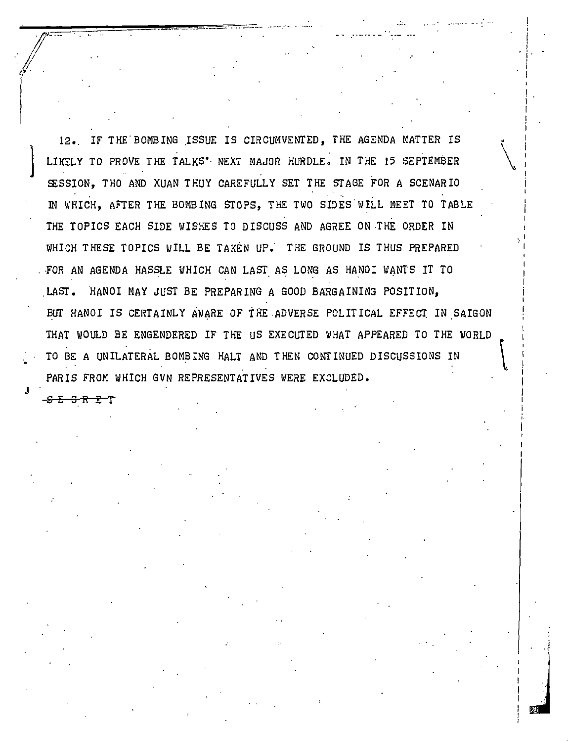12. IF THE BOMBING ISSUE IS CIRCUMVENTED, THE AGENDA MATTER IS LIKELY TO PROVE THE TALKS' NEXT MAJOR HURDLE. IN THE 15 SEPTEMBER SESSION, THO AND XUAN THUY CAREFULLY SET THE STAGE FOR A SCENARIO IN WHICH, AFTER THE BOMBING STOPS, THE TWO SIDES WILL MEET TO TABLE THE TOPICS EACH SIDE WISHES TO DISCUSS AND AGREE ON THE ORDER IN WHICH THESE TOPICS WILL BE TAKEN UP. THE GROUND IS THUS PREPARED FOR AN AGENDA HASSLE WHICH CAN LAST AS LONG AS HANOI WANTS IT TO LAST. HANOI MAY JUST BE PREPARING A GOOD BARGAINING POSITION, BUT HANOI IS CERTAINLY AWARE OF THE ADVERSE POLITICAL EFFECT IN SAIGON THAT WOULD BE ENGENDERED IF THE US EXECUTED WHAT APPEARED TO THE WORLD TO BE A UNILATERAL BOMBING HALT AND THEN CONTINUED DISCUSSIONS IN PARIS FROM WHICH GVN REPRESENTATIVES WERE EXCLUDED.

~~SECRET~~